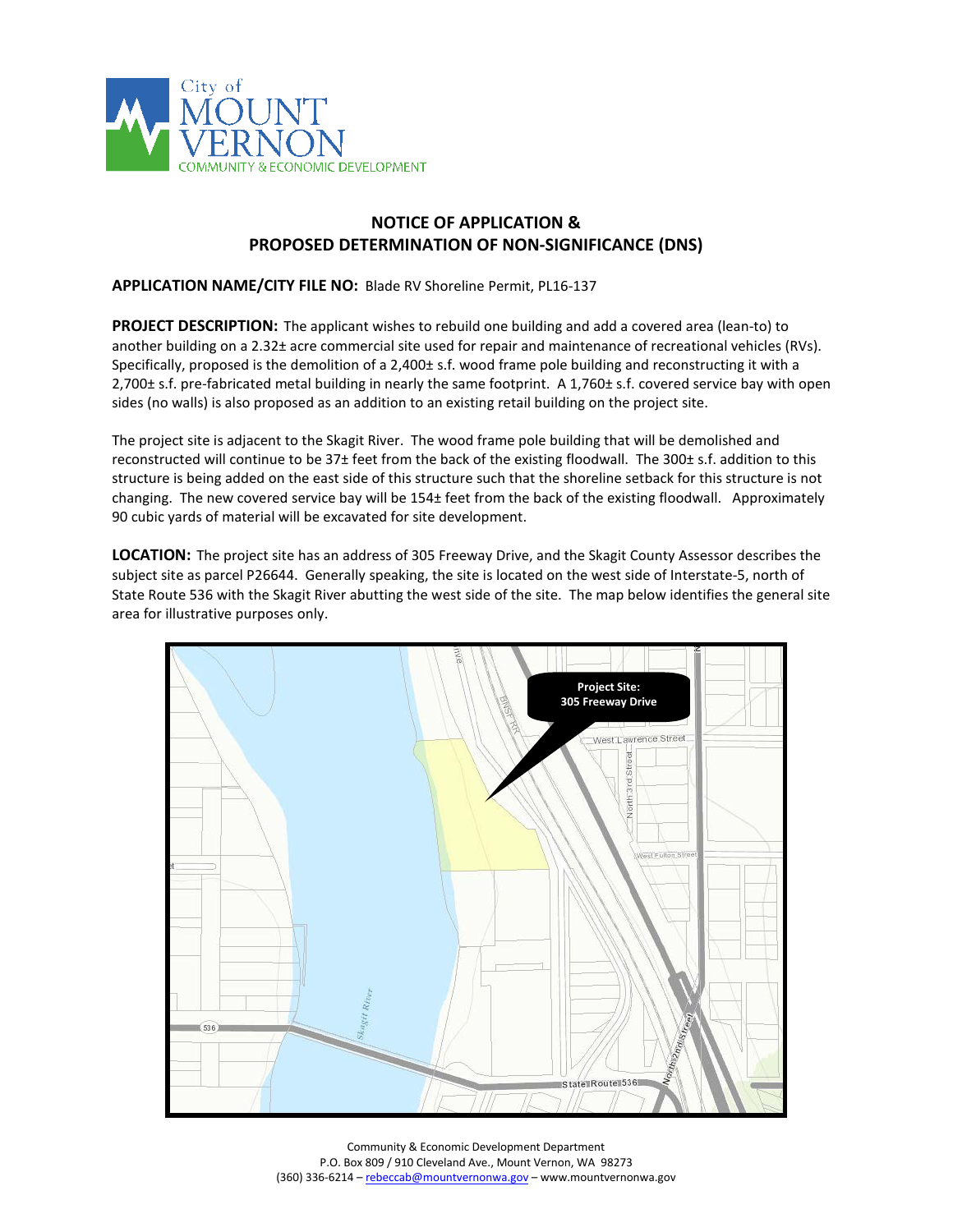City of MOUNT VERNON
COMMUNITY & ECONOMIC DEVELOPMENT

## NOTICE OF APPLICATION & PROPOSED DETERMINATION OF NON-SIGNIFICANCE (DNS)

**APPLICATION NAME/CITY FILE NO:** Blade RV Shoreline Permit, PL16-137

**PROJECT DESCRIPTION:** The applicant wishes to rebuild one building and add a covered area (lean-to) to another building on a 2.32± acre commercial site used for repair and maintenance of recreational vehicles (RVs). Specifically, proposed is the demolition of a 2,400± s.f. wood frame pole building and reconstructing it with a 2,700± s.f. pre-fabricated metal building in nearly the same footprint. A 1,760± s.f. covered service bay with open sides (no walls) is also proposed as an addition to an existing retail building on the project site.

The project site is adjacent to the Skagit River. The wood frame pole building that will be demolished and reconstructed will continue to be 37± feet from the back of the existing floodwall. The 300± s.f. addition to this structure is being added on the east side of this structure such that the shoreline setback for this structure is not changing. The new covered service bay will be 154± feet from the back of the existing floodwall. Approximately 90 cubic yards of material will be excavated for site development.

**LOCATION:** The project site has an address of 305 Freeway Drive, and the Skagit County Assessor describes the subject site as parcel P26644. Generally speaking, the site is located on the west side of Interstate-5, north of State Route 536 with the Skagit River abutting the west side of the site. The map below identifies the general site area for illustrative purposes only.

Project Site: 305 Freeway Drive

Community & Economic Development Department
P.O. Box 809 / 910 Cleveland Ave., Mount Vernon, WA 98273
(360) 336-6214 – rebeccab@mountvernonwa.gov – www.mountvernonwa.gov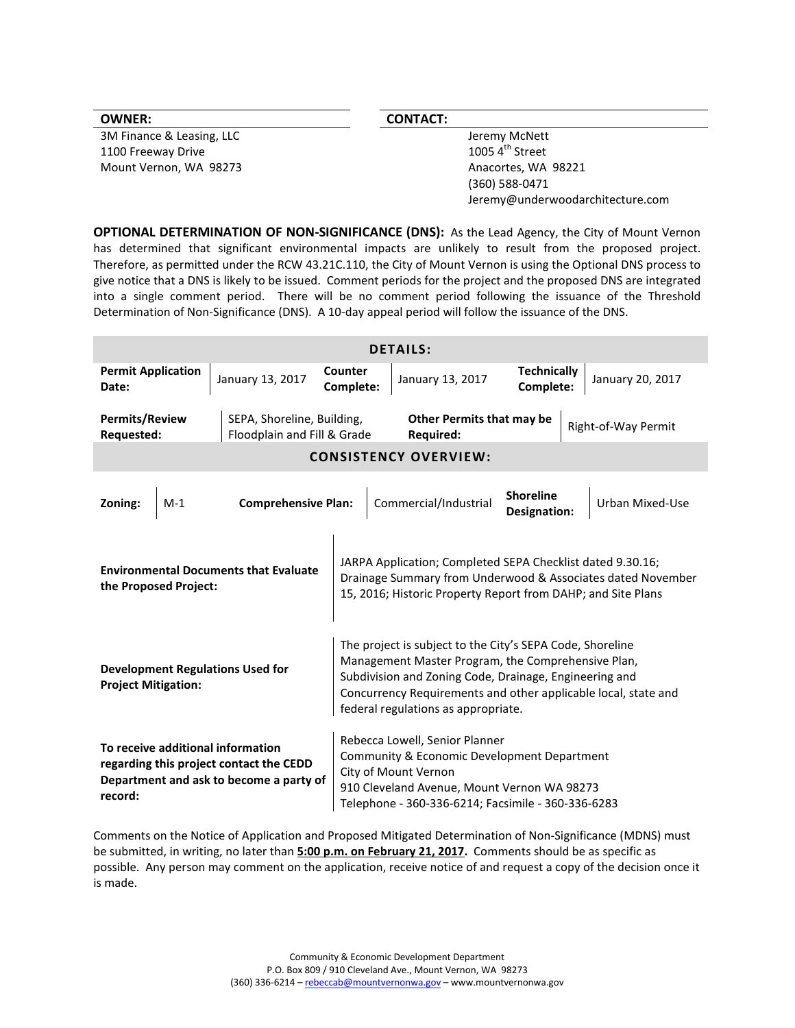| OWNER: | CONTACT: |
|---|---|
| 3M Finance & Leasing, LLC<br>1100 Freeway Drive<br>Mount Vernon, WA 98273 | Jeremy McNett<br>1005 4th Street<br>Anacortes, WA 98221<br>(360) 588-0471<br>Jeremy@underwoodarchitecture.com |

**OPTIONAL DETERMINATION OF NON-SIGNIFICANCE (DNS):** As the Lead Agency, the City of Mount Vernon has determined that significant environmental impacts are unlikely to result from the proposed project. Therefore, as permitted under the RCW 43.21C.110, the City of Mount Vernon is using the Optional DNS process to give notice that a DNS is likely to be issued. Comment periods for the project and the proposed DNS are integrated into a single comment period. There will be no comment period following the issuance of the Threshold Determination of Non-Significance (DNS). A 10-day appeal period will follow the issuance of the DNS.

| DETAILS: | | | | | |
|---|---|---|---|---|---|
| **Permit Application Date:** | January 13, 2017 | **Counter Complete:** | January 13, 2017 | **Technically Complete:** | January 20, 2017 |
| **Permits/Review Requested:** | SEPA, Shoreline, Building, Floodplain and Fill & Grade | **Other Permits that may be Required:** | Right-of-Way Permit | | |

| CONSISTENCY OVERVIEW: | | | | | |
|---|---|---|---|---|---|
| **Zoning:** | M-1 | **Comprehensive Plan:** | Commercial/Industrial | **Shoreline Designation:** | Urban Mixed-Use |

| | |
|---|---|
| **Environmental Documents that Evaluate the Proposed Project:** | JARPA Application; Completed SEPA Checklist dated 9.30.16; Drainage Summary from Underwood & Associates dated November 15, 2016; Historic Property Report from DAHP; and Site Plans |
| **Development Regulations Used for Project Mitigation:** | The project is subject to the City's SEPA Code, Shoreline Management Master Program, the Comprehensive Plan, Subdivision and Zoning Code, Drainage, Engineering and Concurrency Requirements and other applicable local, state and federal regulations as appropriate. |
| **To receive additional information regarding this project contact the CEDD Department and ask to become a party of record:** | Rebecca Lowell, Senior Planner<br>Community & Economic Development Department<br>City of Mount Vernon<br>910 Cleveland Avenue, Mount Vernon WA 98273<br>Telephone - 360-336-6214; Facsimile - 360-336-6283 |

Comments on the Notice of Application and Proposed Mitigated Determination of Non-Significance (MDNS) must be submitted, in writing, no later than **5:00 p.m. on February 21, 2017.** Comments should be as specific as possible. Any person may comment on the application, receive notice of and request a copy of the decision once it is made.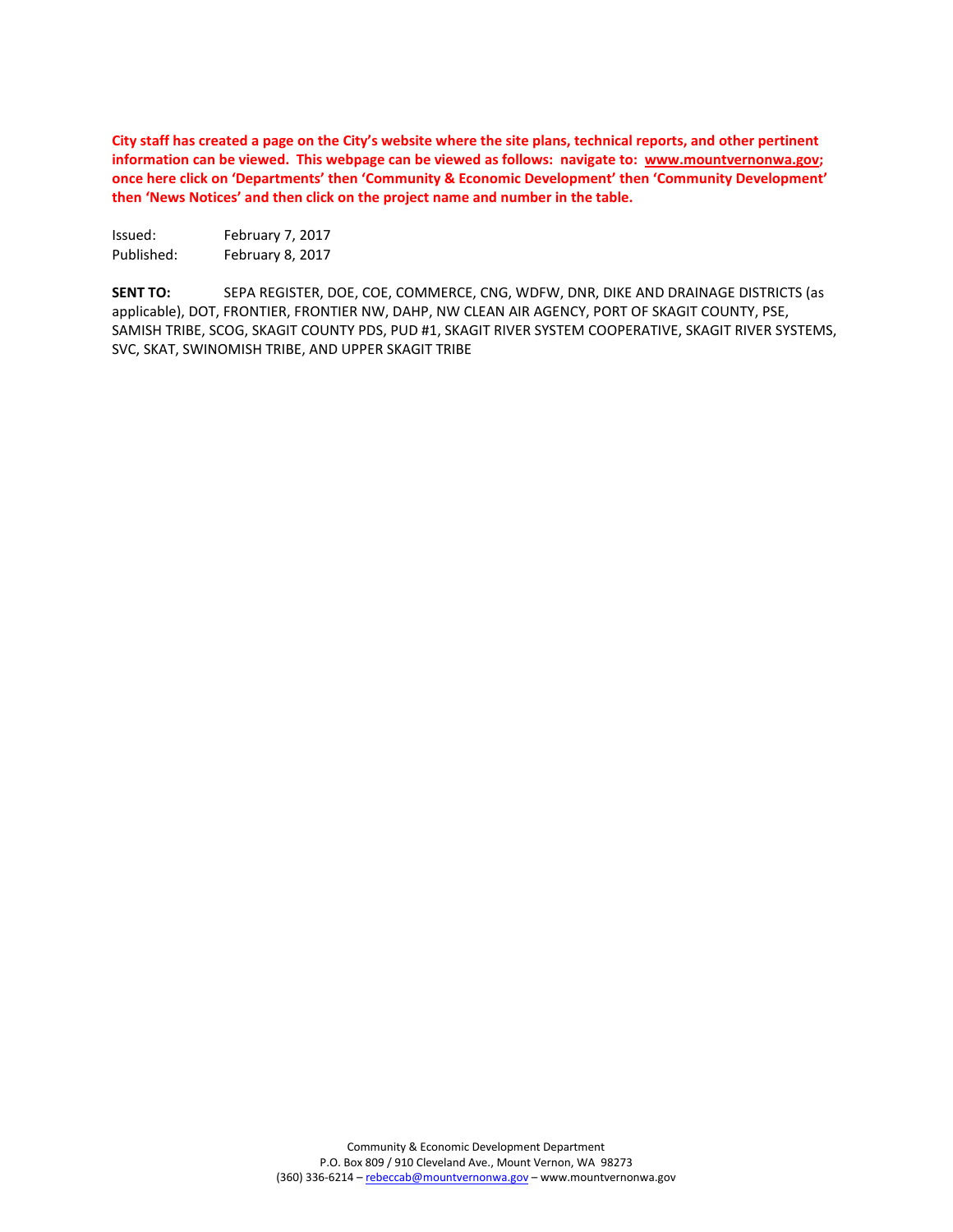**City staff has created a page on the City's website where the site plans, technical reports, and other pertinent information can be viewed. This webpage can be viewed as follows: navigate to: www.mountvernonwa.gov; once here click on 'Departments' then 'Community & Economic Development' then 'Community Development' then 'News Notices' and then click on the project name and number in the table.**

Issued: February 7, 2017
Published: February 8, 2017

**SENT TO:** SEPA REGISTER, DOE, COE, COMMERCE, CNG, WDFW, DNR, DIKE AND DRAINAGE DISTRICTS (as applicable), DOT, FRONTIER, FRONTIER NW, DAHP, NW CLEAN AIR AGENCY, PORT OF SKAGIT COUNTY, PSE, SAMISH TRIBE, SCOG, SKAGIT COUNTY PDS, PUD #1, SKAGIT RIVER SYSTEM COOPERATIVE, SKAGIT RIVER SYSTEMS, SVC, SKAT, SWINOMISH TRIBE, AND UPPER SKAGIT TRIBE

Community & Economic Development Department
P.O. Box 809 / 910 Cleveland Ave., Mount Vernon, WA 98273
(360) 336-6214 – rebeccab@mountvernonwa.gov – www.mountvernonwa.gov